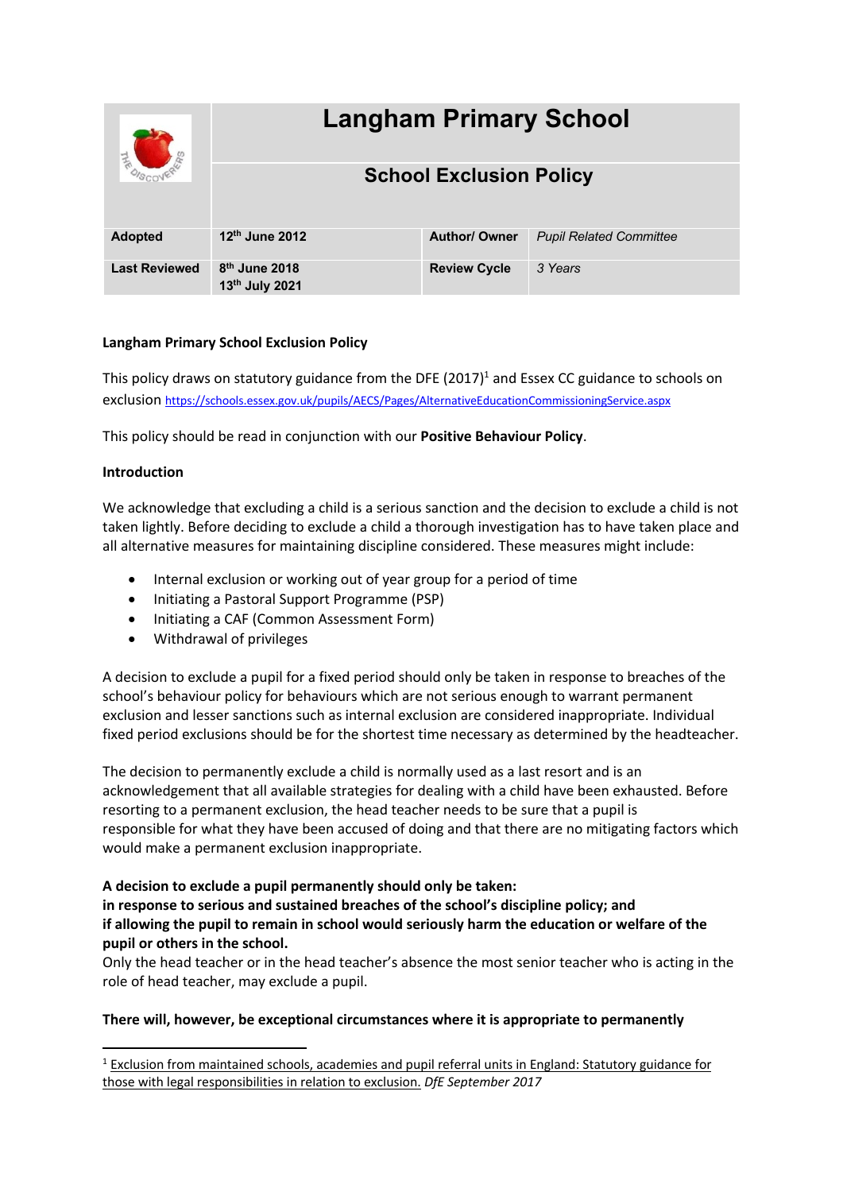| | Langham Primary School | | |
|---|---|---|---|
| | **School Exclusion Policy** | | |
| **Adopted** | **12th June 2012** | **Author/ Owner** | *Pupil Related Committee* |
| **Last Reviewed** | **8th June 2018**<br>**13th July 2021** | **Review Cycle** | *3 Years* |

**Langham Primary School Exclusion Policy**

This policy draws on statutory guidance from the DFE (2017)[1] and Essex CC guidance to schools on exclusion https://schools.essex.gov.uk/pupils/AECS/Pages/AlternativeEducationCommissioningService.aspx

This policy should be read in conjunction with our **Positive Behaviour Policy**.

**Introduction**

We acknowledge that excluding a child is a serious sanction and the decision to exclude a child is not taken lightly. Before deciding to exclude a child a thorough investigation has to have taken place and all alternative measures for maintaining discipline considered. These measures might include:

- Internal exclusion or working out of year group for a period of time
- Initiating a Pastoral Support Programme (PSP)
- Initiating a CAF (Common Assessment Form)
- Withdrawal of privileges

A decision to exclude a pupil for a fixed period should only be taken in response to breaches of the school's behaviour policy for behaviours which are not serious enough to warrant permanent exclusion and lesser sanctions such as internal exclusion are considered inappropriate. Individual fixed period exclusions should be for the shortest time necessary as determined by the headteacher.

The decision to permanently exclude a child is normally used as a last resort and is an acknowledgement that all available strategies for dealing with a child have been exhausted. Before resorting to a permanent exclusion, the head teacher needs to be sure that a pupil is responsible for what they have been accused of doing and that there are no mitigating factors which would make a permanent exclusion inappropriate.

**A decision to exclude a pupil permanently should only be taken:**
**in response to serious and sustained breaches of the school's discipline policy; and**
**if allowing the pupil to remain in school would seriously harm the education or welfare of the pupil or others in the school.**
Only the head teacher or in the head teacher's absence the most senior teacher who is acting in the role of head teacher, may exclude a pupil.

**There will, however, be exceptional circumstances where it is appropriate to permanently**

[1] Exclusion from maintained schools, academies and pupil referral units in England: Statutory guidance for those with legal responsibilities in relation to exclusion. *DfE September 2017*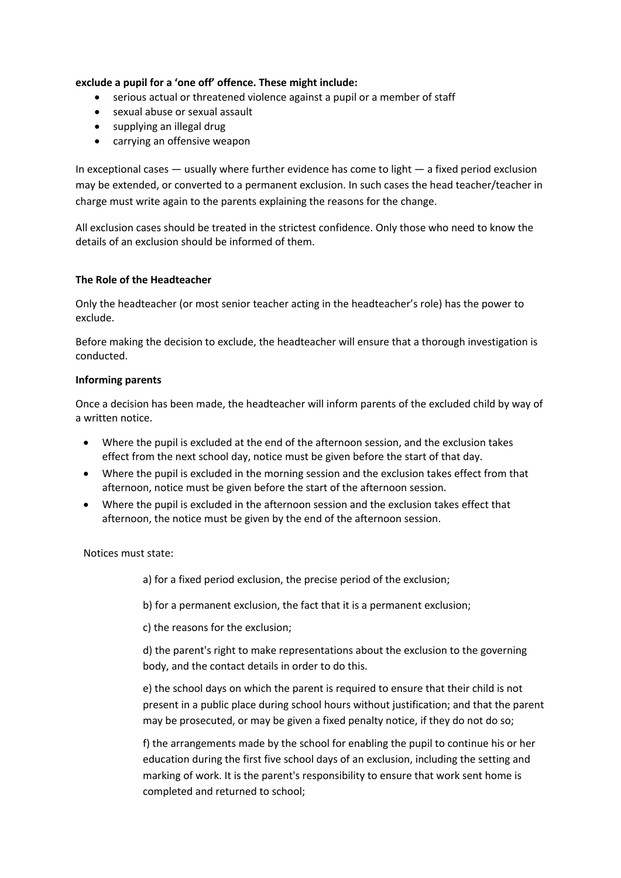**exclude a pupil for a 'one off' offence. These might include:**

- serious actual or threatened violence against a pupil or a member of staff
- sexual abuse or sexual assault
- supplying an illegal drug
- carrying an offensive weapon

In exceptional cases — usually where further evidence has come to light — a fixed period exclusion may be extended, or converted to a permanent exclusion. In such cases the head teacher/teacher in charge must write again to the parents explaining the reasons for the change.

All exclusion cases should be treated in the strictest confidence. Only those who need to know the details of an exclusion should be informed of them.

**The Role of the Headteacher**

Only the headteacher (or most senior teacher acting in the headteacher's role) has the power to exclude.

Before making the decision to exclude, the headteacher will ensure that a thorough investigation is conducted.

**Informing parents**

Once a decision has been made, the headteacher will inform parents of the excluded child by way of a written notice.

- Where the pupil is excluded at the end of the afternoon session, and the exclusion takes effect from the next school day, notice must be given before the start of that day.
- Where the pupil is excluded in the morning session and the exclusion takes effect from that afternoon, notice must be given before the start of the afternoon session.
- Where the pupil is excluded in the afternoon session and the exclusion takes effect that afternoon, the notice must be given by the end of the afternoon session.

Notices must state:

a) for a fixed period exclusion, the precise period of the exclusion;

b) for a permanent exclusion, the fact that it is a permanent exclusion;

c) the reasons for the exclusion;

d) the parent's right to make representations about the exclusion to the governing body, and the contact details in order to do this.

e) the school days on which the parent is required to ensure that their child is not present in a public place during school hours without justification; and that the parent may be prosecuted, or may be given a fixed penalty notice, if they do not do so;

f) the arrangements made by the school for enabling the pupil to continue his or her education during the first five school days of an exclusion, including the setting and marking of work. It is the parent's responsibility to ensure that work sent home is completed and returned to school;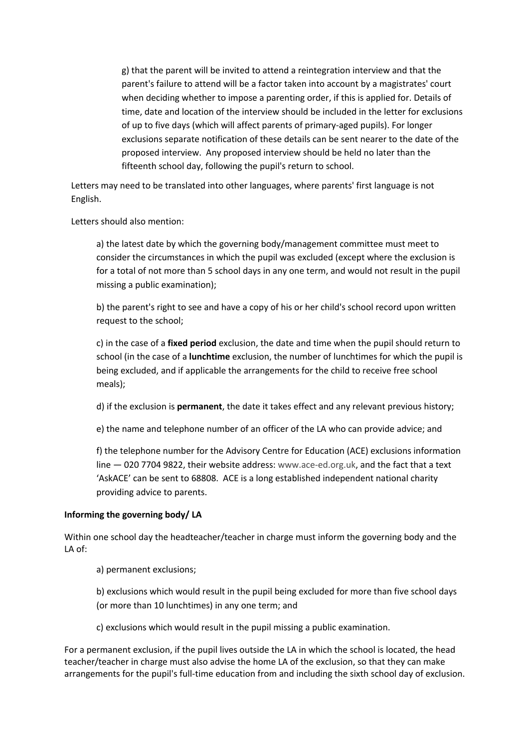g) that the parent will be invited to attend a reintegration interview and that the parent's failure to attend will be a factor taken into account by a magistrates' court when deciding whether to impose a parenting order, if this is applied for. Details of time, date and location of the interview should be included in the letter for exclusions of up to five days (which will affect parents of primary-aged pupils). For longer exclusions separate notification of these details can be sent nearer to the date of the proposed interview. Any proposed interview should be held no later than the fifteenth school day, following the pupil's return to school.

Letters may need to be translated into other languages, where parents' first language is not English.

Letters should also mention:

a) the latest date by which the governing body/management committee must meet to consider the circumstances in which the pupil was excluded (except where the exclusion is for a total of not more than 5 school days in any one term, and would not result in the pupil missing a public examination);

b) the parent's right to see and have a copy of his or her child's school record upon written request to the school;

c) in the case of a **fixed period** exclusion, the date and time when the pupil should return to school (in the case of a **lunchtime** exclusion, the number of lunchtimes for which the pupil is being excluded, and if applicable the arrangements for the child to receive free school meals);

d) if the exclusion is **permanent**, the date it takes effect and any relevant previous history;

e) the name and telephone number of an officer of the LA who can provide advice; and

f) the telephone number for the Advisory Centre for Education (ACE) exclusions information line — 020 7704 9822, their website address: www.ace-ed.org.uk, and the fact that a text 'AskACE' can be sent to 68808. ACE is a long established independent national charity providing advice to parents.

**Informing the governing body/ LA**

Within one school day the headteacher/teacher in charge must inform the governing body and the LA of:

a) permanent exclusions;

b) exclusions which would result in the pupil being excluded for more than five school days (or more than 10 lunchtimes) in any one term; and

c) exclusions which would result in the pupil missing a public examination.

For a permanent exclusion, if the pupil lives outside the LA in which the school is located, the head teacher/teacher in charge must also advise the home LA of the exclusion, so that they can make arrangements for the pupil's full-time education from and including the sixth school day of exclusion.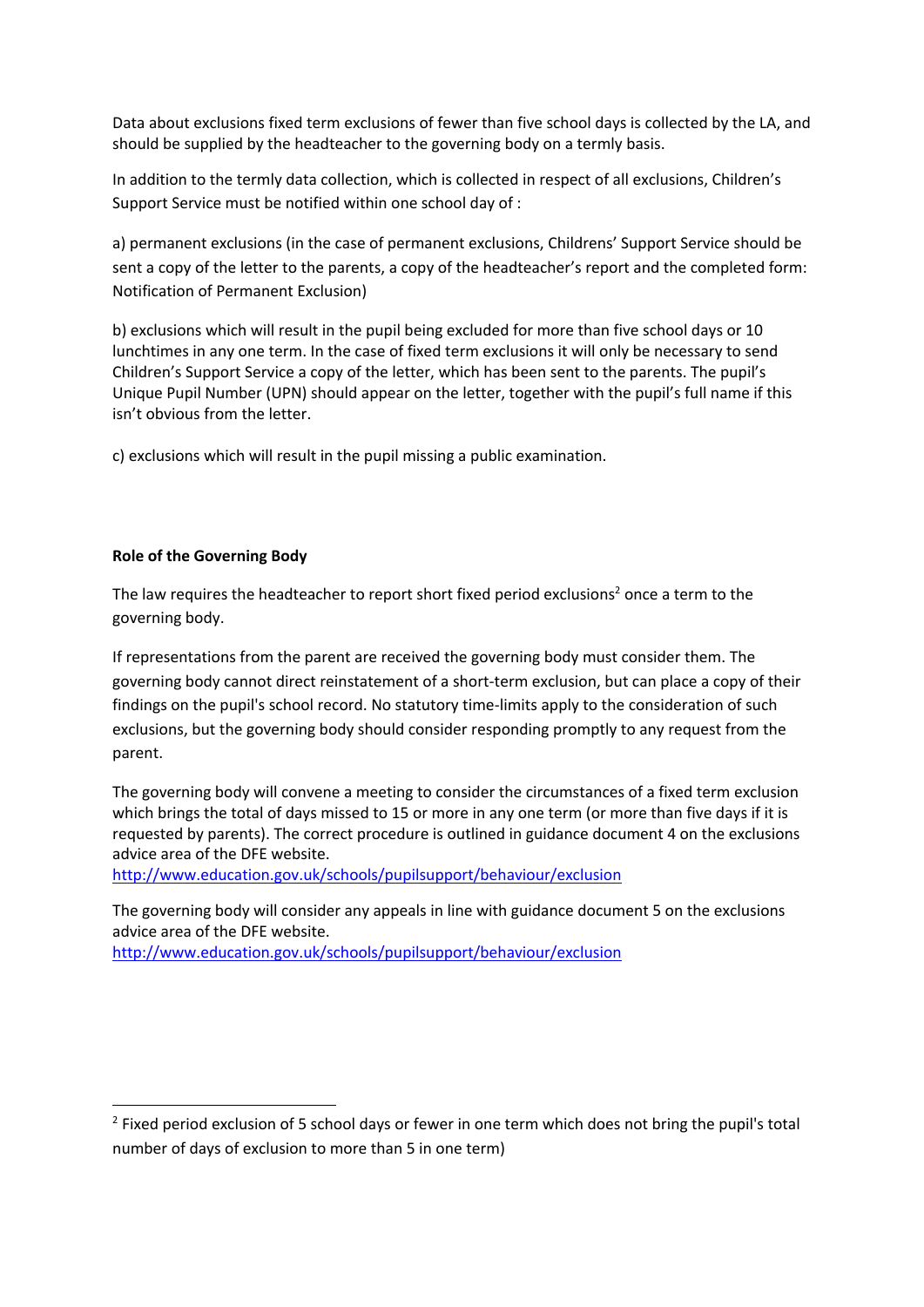Data about exclusions fixed term exclusions of fewer than five school days is collected by the LA, and should be supplied by the headteacher to the governing body on a termly basis.

In addition to the termly data collection, which is collected in respect of all exclusions, Children's Support Service must be notified within one school day of :

a) permanent exclusions (in the case of permanent exclusions, Childrens' Support Service should be sent a copy of the letter to the parents, a copy of the headteacher's report and the completed form: Notification of Permanent Exclusion)

b) exclusions which will result in the pupil being excluded for more than five school days or 10 lunchtimes in any one term. In the case of fixed term exclusions it will only be necessary to send Children's Support Service a copy of the letter, which has been sent to the parents. The pupil's Unique Pupil Number (UPN) should appear on the letter, together with the pupil's full name if this isn't obvious from the letter.

c) exclusions which will result in the pupil missing a public examination.

**Role of the Governing Body**

The law requires the headteacher to report short fixed period exclusions[2] once a term to the governing body.

If representations from the parent are received the governing body must consider them. The governing body cannot direct reinstatement of a short-term exclusion, but can place a copy of their findings on the pupil's school record. No statutory time-limits apply to the consideration of such exclusions, but the governing body should consider responding promptly to any request from the parent.

The governing body will convene a meeting to consider the circumstances of a fixed term exclusion which brings the total of days missed to 15 or more in any one term (or more than five days if it is requested by parents). The correct procedure is outlined in guidance document 4 on the exclusions advice area of the DFE website.
http://www.education.gov.uk/schools/pupilsupport/behaviour/exclusion

The governing body will consider any appeals in line with guidance document 5 on the exclusions advice area of the DFE website.
http://www.education.gov.uk/schools/pupilsupport/behaviour/exclusion

[2] Fixed period exclusion of 5 school days or fewer in one term which does not bring the pupil's total number of days of exclusion to more than 5 in one term)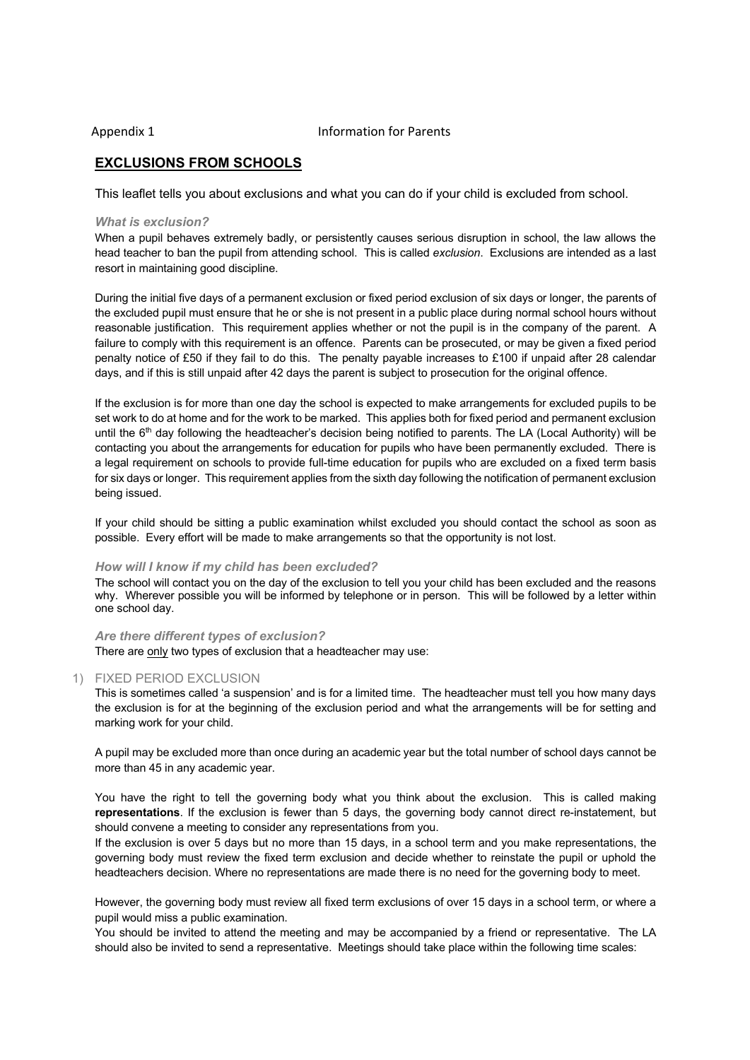Appendix 1 Information for Parents

## EXCLUSIONS FROM SCHOOLS

This leaflet tells you about exclusions and what you can do if your child is excluded from school.

### *What is exclusion?*

When a pupil behaves extremely badly, or persistently causes serious disruption in school, the law allows the head teacher to ban the pupil from attending school. This is called *exclusion*. Exclusions are intended as a last resort in maintaining good discipline.

During the initial five days of a permanent exclusion or fixed period exclusion of six days or longer, the parents of the excluded pupil must ensure that he or she is not present in a public place during normal school hours without reasonable justification. This requirement applies whether or not the pupil is in the company of the parent. A failure to comply with this requirement is an offence. Parents can be prosecuted, or may be given a fixed period penalty notice of £50 if they fail to do this. The penalty payable increases to £100 if unpaid after 28 calendar days, and if this is still unpaid after 42 days the parent is subject to prosecution for the original offence.

If the exclusion is for more than one day the school is expected to make arrangements for excluded pupils to be set work to do at home and for the work to be marked. This applies both for fixed period and permanent exclusion until the 6th day following the headteacher's decision being notified to parents. The LA (Local Authority) will be contacting you about the arrangements for education for pupils who have been permanently excluded. There is a legal requirement on schools to provide full-time education for pupils who are excluded on a fixed term basis for six days or longer. This requirement applies from the sixth day following the notification of permanent exclusion being issued.

If your child should be sitting a public examination whilst excluded you should contact the school as soon as possible. Every effort will be made to make arrangements so that the opportunity is not lost.

### *How will I know if my child has been excluded?*

The school will contact you on the day of the exclusion to tell you your child has been excluded and the reasons why. Wherever possible you will be informed by telephone or in person. This will be followed by a letter within one school day.

### *Are there different types of exclusion?*

There are only two types of exclusion that a headteacher may use:

1) FIXED PERIOD EXCLUSION

This is sometimes called 'a suspension' and is for a limited time. The headteacher must tell you how many days the exclusion is for at the beginning of the exclusion period and what the arrangements will be for setting and marking work for your child.

A pupil may be excluded more than once during an academic year but the total number of school days cannot be more than 45 in any academic year.

You have the right to tell the governing body what you think about the exclusion. This is called making **representations**. If the exclusion is fewer than 5 days, the governing body cannot direct re-instatement, but should convene a meeting to consider any representations from you.

If the exclusion is over 5 days but no more than 15 days, in a school term and you make representations, the governing body must review the fixed term exclusion and decide whether to reinstate the pupil or uphold the headteachers decision. Where no representations are made there is no need for the governing body to meet.

However, the governing body must review all fixed term exclusions of over 15 days in a school term, or where a pupil would miss a public examination.

You should be invited to attend the meeting and may be accompanied by a friend or representative. The LA should also be invited to send a representative. Meetings should take place within the following time scales: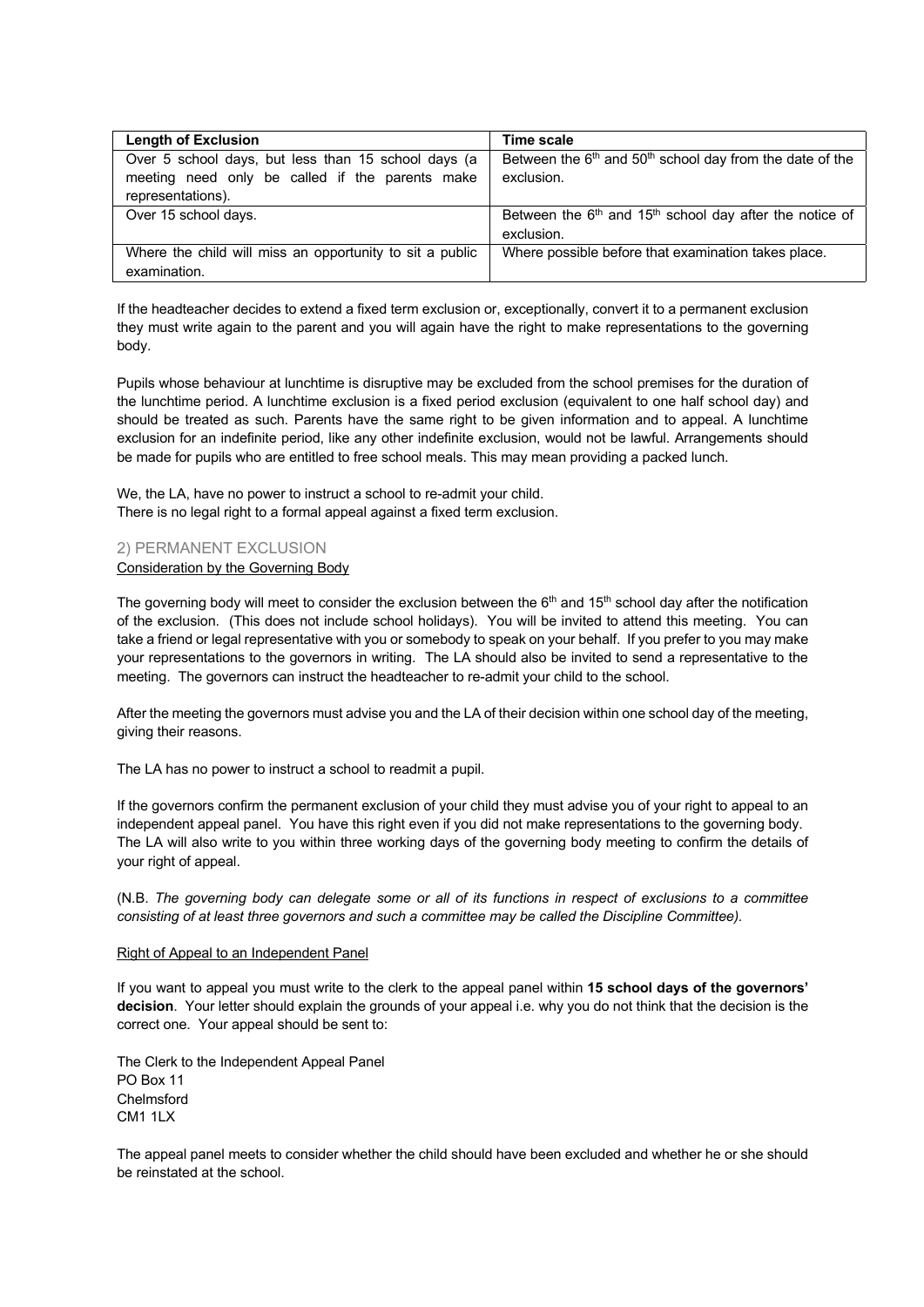| Length of Exclusion | Time scale |
|---|---|
| Over 5 school days, but less than 15 school days (a meeting need only be called if the parents make representations). | Between the 6th and 50th school day from the date of the exclusion. |
| Over 15 school days. | Between the 6th and 15th school day after the notice of exclusion. |
| Where the child will miss an opportunity to sit a public examination. | Where possible before that examination takes place. |

If the headteacher decides to extend a fixed term exclusion or, exceptionally, convert it to a permanent exclusion they must write again to the parent and you will again have the right to make representations to the governing body.

Pupils whose behaviour at lunchtime is disruptive may be excluded from the school premises for the duration of the lunchtime period. A lunchtime exclusion is a fixed period exclusion (equivalent to one half school day) and should be treated as such. Parents have the same right to be given information and to appeal. A lunchtime exclusion for an indefinite period, like any other indefinite exclusion, would not be lawful. Arrangements should be made for pupils who are entitled to free school meals. This may mean providing a packed lunch.

We, the LA, have no power to instruct a school to re-admit your child.
There is no legal right to a formal appeal against a fixed term exclusion.

## 2) PERMANENT EXCLUSION

### Consideration by the Governing Body

The governing body will meet to consider the exclusion between the 6th and 15th school day after the notification of the exclusion. (This does not include school holidays). You will be invited to attend this meeting. You can take a friend or legal representative with you or somebody to speak on your behalf. If you prefer to you may make your representations to the governors in writing. The LA should also be invited to send a representative to the meeting. The governors can instruct the headteacher to re-admit your child to the school.

After the meeting the governors must advise you and the LA of their decision within one school day of the meeting, giving their reasons.

The LA has no power to instruct a school to readmit a pupil.

If the governors confirm the permanent exclusion of your child they must advise you of your right to appeal to an independent appeal panel. You have this right even if you did not make representations to the governing body. The LA will also write to you within three working days of the governing body meeting to confirm the details of your right of appeal.

(N.B. *The governing body can delegate some or all of its functions in respect of exclusions to a committee consisting of at least three governors and such a committee may be called the Discipline Committee).*

### Right of Appeal to an Independent Panel

If you want to appeal you must write to the clerk to the appeal panel within **15 school days of the governors' decision**. Your letter should explain the grounds of your appeal i.e. why you do not think that the decision is the correct one. Your appeal should be sent to:

The Clerk to the Independent Appeal Panel
PO Box 11
Chelmsford
CM1 1LX

The appeal panel meets to consider whether the child should have been excluded and whether he or she should be reinstated at the school.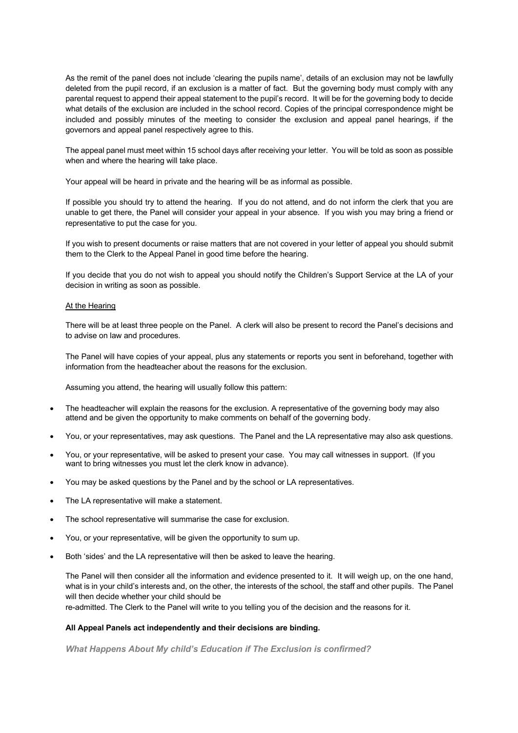As the remit of the panel does not include 'clearing the pupils name', details of an exclusion may not be lawfully deleted from the pupil record, if an exclusion is a matter of fact. But the governing body must comply with any parental request to append their appeal statement to the pupil's record. It will be for the governing body to decide what details of the exclusion are included in the school record. Copies of the principal correspondence might be included and possibly minutes of the meeting to consider the exclusion and appeal panel hearings, if the governors and appeal panel respectively agree to this.

The appeal panel must meet within 15 school days after receiving your letter. You will be told as soon as possible when and where the hearing will take place.

Your appeal will be heard in private and the hearing will be as informal as possible.

If possible you should try to attend the hearing. If you do not attend, and do not inform the clerk that you are unable to get there, the Panel will consider your appeal in your absence. If you wish you may bring a friend or representative to put the case for you.

If you wish to present documents or raise matters that are not covered in your letter of appeal you should submit them to the Clerk to the Appeal Panel in good time before the hearing.

If you decide that you do not wish to appeal you should notify the Children's Support Service at the LA of your decision in writing as soon as possible.

<u>At the Hearing</u>

There will be at least three people on the Panel. A clerk will also be present to record the Panel's decisions and to advise on law and procedures.

The Panel will have copies of your appeal, plus any statements or reports you sent in beforehand, together with information from the headteacher about the reasons for the exclusion.

Assuming you attend, the hearing will usually follow this pattern:

- The headteacher will explain the reasons for the exclusion. A representative of the governing body may also attend and be given the opportunity to make comments on behalf of the governing body.
- You, or your representatives, may ask questions. The Panel and the LA representative may also ask questions.
- You, or your representative, will be asked to present your case. You may call witnesses in support. (If you want to bring witnesses you must let the clerk know in advance).
- You may be asked questions by the Panel and by the school or LA representatives.
- The LA representative will make a statement.
- The school representative will summarise the case for exclusion.
- You, or your representative, will be given the opportunity to sum up.
- Both 'sides' and the LA representative will then be asked to leave the hearing.

The Panel will then consider all the information and evidence presented to it. It will weigh up, on the one hand, what is in your child's interests and, on the other, the interests of the school, the staff and other pupils. The Panel will then decide whether your child should be re-admitted. The Clerk to the Panel will write to you telling you of the decision and the reasons for it.

**All Appeal Panels act independently and their decisions are binding.**

***What Happens About My child's Education if The Exclusion is confirmed?***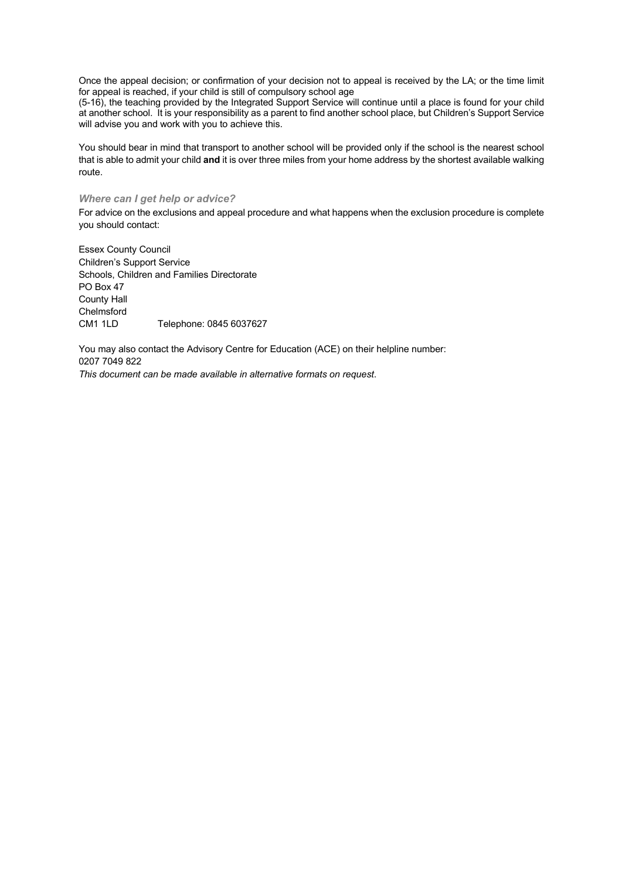Once the appeal decision; or confirmation of your decision not to appeal is received by the LA; or the time limit for appeal is reached, if your child is still of compulsory school age (5-16), the teaching provided by the Integrated Support Service will continue until a place is found for your child at another school. It is your responsibility as a parent to find another school place, but Children's Support Service will advise you and work with you to achieve this.

You should bear in mind that transport to another school will be provided only if the school is the nearest school that is able to admit your child **and** it is over three miles from your home address by the shortest available walking route.

### *Where can I get help or advice?*

For advice on the exclusions and appeal procedure and what happens when the exclusion procedure is complete you should contact:

Essex County Council
Children's Support Service
Schools, Children and Families Directorate
PO Box 47
County Hall
Chelmsford
CM1 1LD Telephone: 0845 6037627

You may also contact the Advisory Centre for Education (ACE) on their helpline number:
0207 7049 822

*This document can be made available in alternative formats on request*.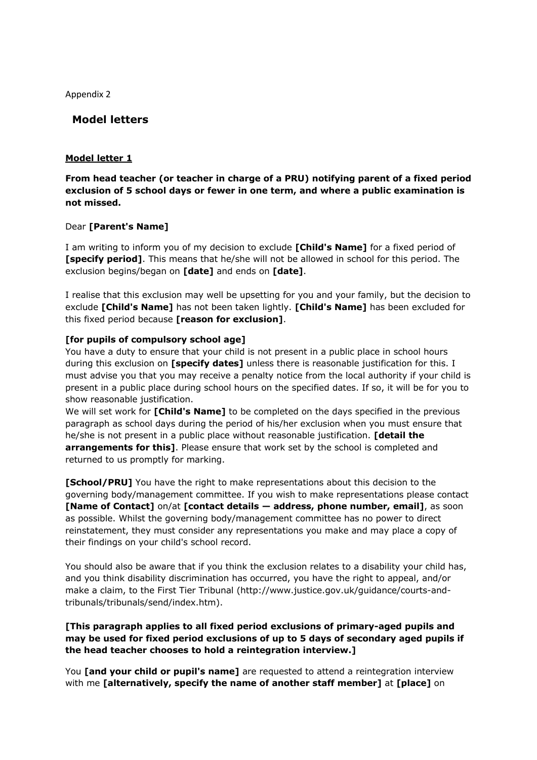Appendix 2

## Model letters

### Model letter 1

**From head teacher (or teacher in charge of a PRU) notifying parent of a fixed period exclusion of 5 school days or fewer in one term, and where a public examination is not missed.**

Dear **[Parent's Name]**

I am writing to inform you of my decision to exclude **[Child's Name]** for a fixed period of **[specify period]**. This means that he/she will not be allowed in school for this period. The exclusion begins/began on **[date]** and ends on **[date]**.

I realise that this exclusion may well be upsetting for you and your family, but the decision to exclude **[Child's Name]** has not been taken lightly. **[Child's Name]** has been excluded for this fixed period because **[reason for exclusion]**.

**[for pupils of compulsory school age]**
You have a duty to ensure that your child is not present in a public place in school hours during this exclusion on **[specify dates]** unless there is reasonable justification for this. I must advise you that you may receive a penalty notice from the local authority if your child is present in a public place during school hours on the specified dates. If so, it will be for you to show reasonable justification.
We will set work for **[Child's Name]** to be completed on the days specified in the previous paragraph as school days during the period of his/her exclusion when you must ensure that he/she is not present in a public place without reasonable justification. **[detail the arrangements for this]**. Please ensure that work set by the school is completed and returned to us promptly for marking.

**[School/PRU]** You have the right to make representations about this decision to the governing body/management committee. If you wish to make representations please contact **[Name of Contact]** on/at **[contact details — address, phone number, email]**, as soon as possible. Whilst the governing body/management committee has no power to direct reinstatement, they must consider any representations you make and may place a copy of their findings on your child's school record.

You should also be aware that if you think the exclusion relates to a disability your child has, and you think disability discrimination has occurred, you have the right to appeal, and/or make a claim, to the First Tier Tribunal (http://www.justice.gov.uk/guidance/courts-and-tribunals/tribunals/send/index.htm).

**[This paragraph applies to all fixed period exclusions of primary-aged pupils and may be used for fixed period exclusions of up to 5 days of secondary aged pupils if the head teacher chooses to hold a reintegration interview.]**

You **[and your child or pupil's name]** are requested to attend a reintegration interview with me **[alternatively, specify the name of another staff member]** at **[place]** on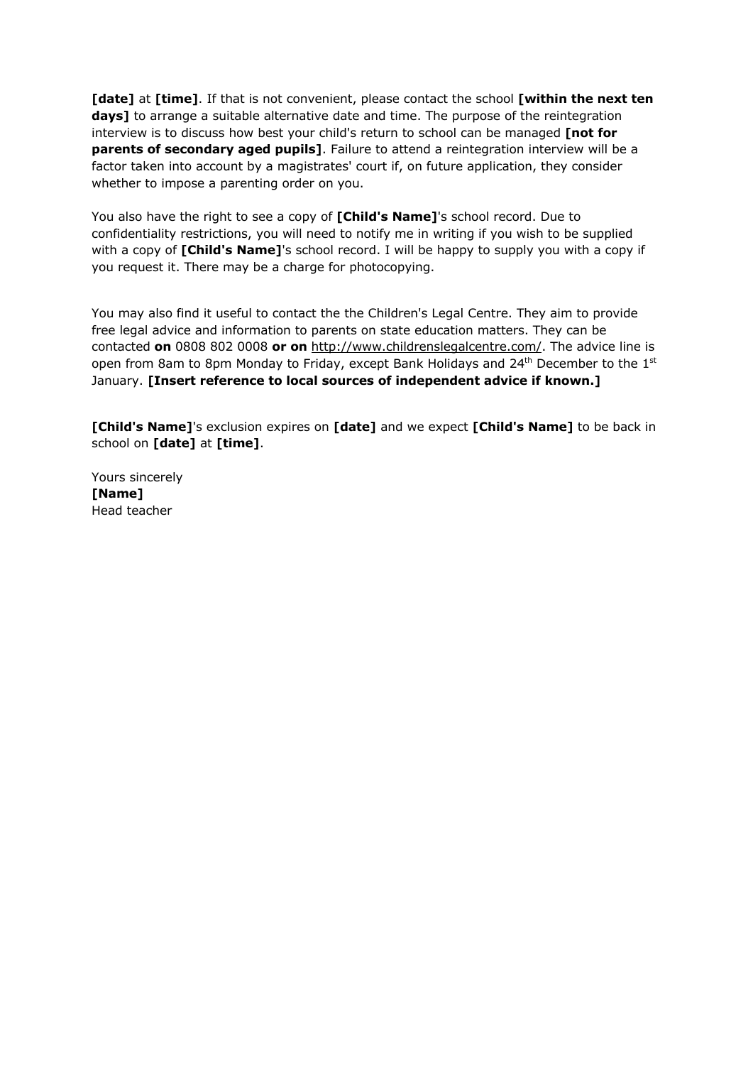**[date]** at **[time]**. If that is not convenient, please contact the school **[within the next ten days]** to arrange a suitable alternative date and time. The purpose of the reintegration interview is to discuss how best your child's return to school can be managed **[not for parents of secondary aged pupils]**. Failure to attend a reintegration interview will be a factor taken into account by a magistrates' court if, on future application, they consider whether to impose a parenting order on you.

You also have the right to see a copy of **[Child's Name]**'s school record. Due to confidentiality restrictions, you will need to notify me in writing if you wish to be supplied with a copy of **[Child's Name]**'s school record. I will be happy to supply you with a copy if you request it. There may be a charge for photocopying.

You may also find it useful to contact the the Children's Legal Centre. They aim to provide free legal advice and information to parents on state education matters. They can be contacted **on** 0808 802 0008 **or on** http://www.childrenslegalcentre.com/. The advice line is open from 8am to 8pm Monday to Friday, except Bank Holidays and 24th December to the 1st January. **[Insert reference to local sources of independent advice if known.]**

**[Child's Name]**'s exclusion expires on **[date]** and we expect **[Child's Name]** to be back in school on **[date]** at **[time]**.

Yours sincerely
**[Name]**
Head teacher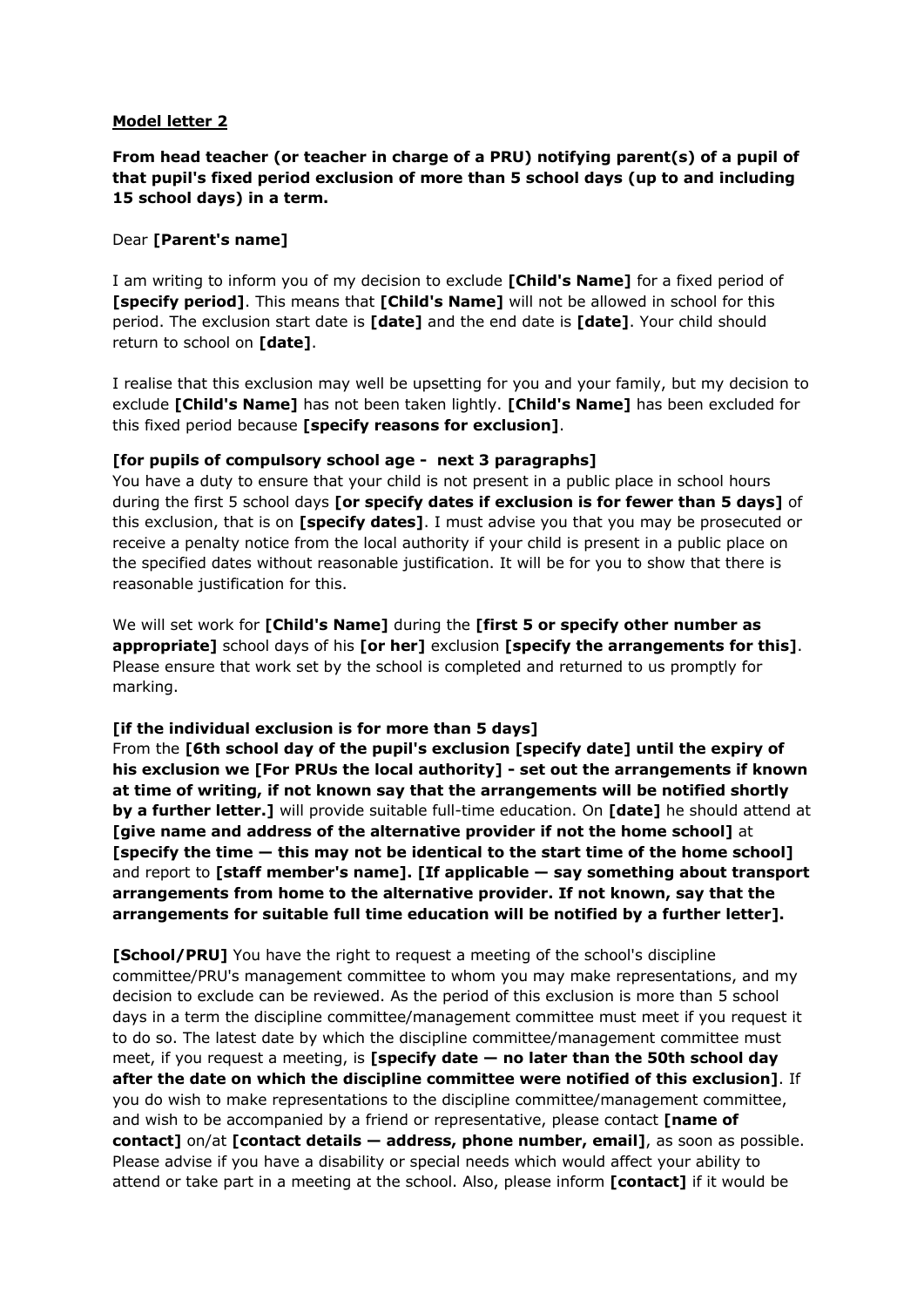**Model letter 2**

**From head teacher (or teacher in charge of a PRU) notifying parent(s) of a pupil of that pupil's fixed period exclusion of more than 5 school days (up to and including 15 school days) in a term.**

Dear **[Parent's name]**

I am writing to inform you of my decision to exclude **[Child's Name]** for a fixed period of **[specify period]**. This means that **[Child's Name]** will not be allowed in school for this period. The exclusion start date is **[date]** and the end date is **[date]**. Your child should return to school on **[date]**.

I realise that this exclusion may well be upsetting for you and your family, but my decision to exclude **[Child's Name]** has not been taken lightly. **[Child's Name]** has been excluded for this fixed period because **[specify reasons for exclusion]**.

**[for pupils of compulsory school age - next 3 paragraphs]**
You have a duty to ensure that your child is not present in a public place in school hours during the first 5 school days **[or specify dates if exclusion is for fewer than 5 days]** of this exclusion, that is on **[specify dates]**. I must advise you that you may be prosecuted or receive a penalty notice from the local authority if your child is present in a public place on the specified dates without reasonable justification. It will be for you to show that there is reasonable justification for this.

We will set work for **[Child's Name]** during the **[first 5 or specify other number as appropriate]** school days of his **[or her]** exclusion **[specify the arrangements for this]**. Please ensure that work set by the school is completed and returned to us promptly for marking.

**[if the individual exclusion is for more than 5 days]**
From the **[6th school day of the pupil's exclusion [specify date] until the expiry of his exclusion we [For PRUs the local authority] - set out the arrangements if known at time of writing, if not known say that the arrangements will be notified shortly by a further letter.]** will provide suitable full-time education. On **[date]** he should attend at **[give name and address of the alternative provider if not the home school]** at **[specify the time — this may not be identical to the start time of the home school]** and report to **[staff member's name]. [If applicable — say something about transport arrangements from home to the alternative provider. If not known, say that the arrangements for suitable full time education will be notified by a further letter].**

**[School/PRU]** You have the right to request a meeting of the school's discipline committee/PRU's management committee to whom you may make representations, and my decision to exclude can be reviewed. As the period of this exclusion is more than 5 school days in a term the discipline committee/management committee must meet if you request it to do so. The latest date by which the discipline committee/management committee must meet, if you request a meeting, is **[specify date — no later than the 50th school day after the date on which the discipline committee were notified of this exclusion]**. If you do wish to make representations to the discipline committee/management committee, and wish to be accompanied by a friend or representative, please contact **[name of contact]** on/at **[contact details — address, phone number, email]**, as soon as possible. Please advise if you have a disability or special needs which would affect your ability to attend or take part in a meeting at the school. Also, please inform **[contact]** if it would be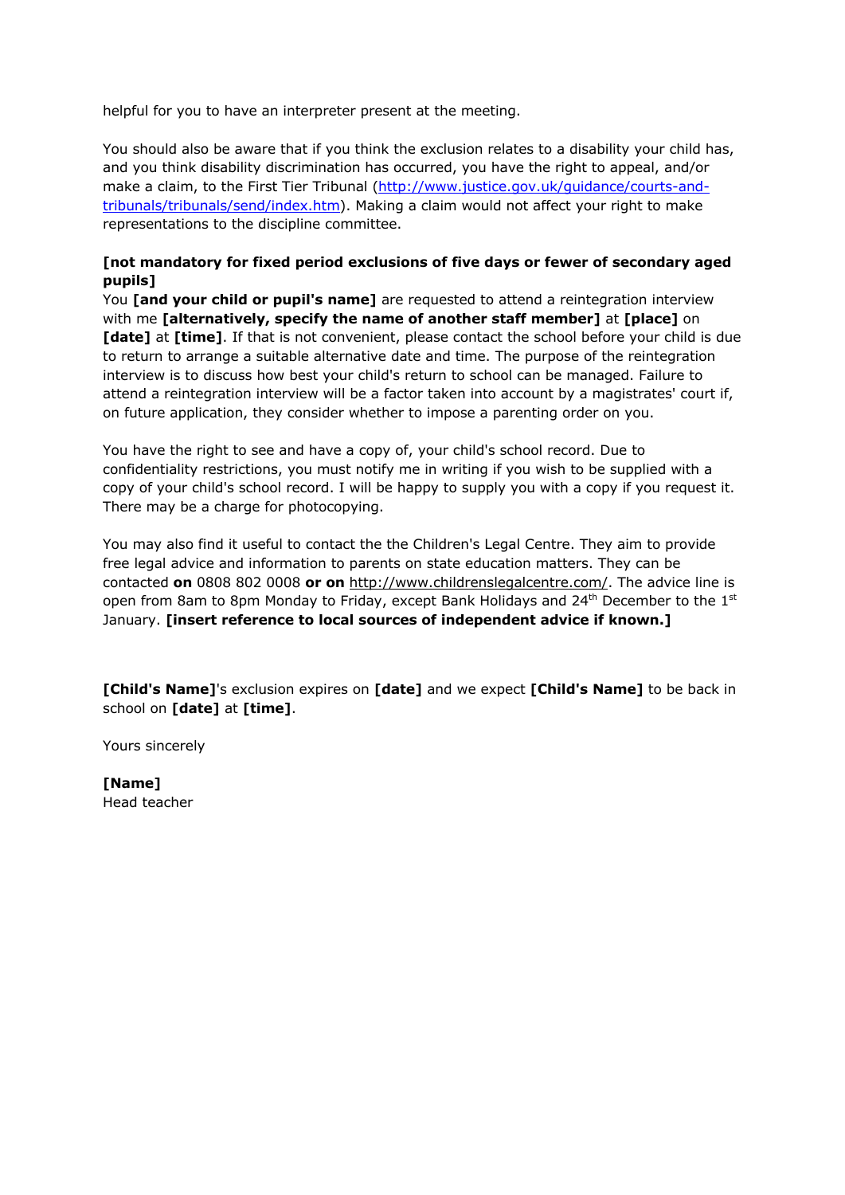helpful for you to have an interpreter present at the meeting.

You should also be aware that if you think the exclusion relates to a disability your child has, and you think disability discrimination has occurred, you have the right to appeal, and/or make a claim, to the First Tier Tribunal (http://www.justice.gov.uk/guidance/courts-and-tribunals/tribunals/send/index.htm). Making a claim would not affect your right to make representations to the discipline committee.

**[not mandatory for fixed period exclusions of five days or fewer of secondary aged pupils]**
You **[and your child or pupil's name]** are requested to attend a reintegration interview with me **[alternatively, specify the name of another staff member]** at **[place]** on **[date]** at **[time]**. If that is not convenient, please contact the school before your child is due to return to arrange a suitable alternative date and time. The purpose of the reintegration interview is to discuss how best your child's return to school can be managed. Failure to attend a reintegration interview will be a factor taken into account by a magistrates' court if, on future application, they consider whether to impose a parenting order on you.

You have the right to see and have a copy of, your child's school record. Due to confidentiality restrictions, you must notify me in writing if you wish to be supplied with a copy of your child's school record. I will be happy to supply you with a copy if you request it. There may be a charge for photocopying.

You may also find it useful to contact the the Children's Legal Centre. They aim to provide free legal advice and information to parents on state education matters. They can be contacted **on** 0808 802 0008 **or on** http://www.childrenslegalcentre.com/. The advice line is open from 8am to 8pm Monday to Friday, except Bank Holidays and 24th December to the 1st January. **[insert reference to local sources of independent advice if known.]**

**[Child's Name]**'s exclusion expires on **[date]** and we expect **[Child's Name]** to be back in school on **[date]** at **[time]**.

Yours sincerely

**[Name]**
Head teacher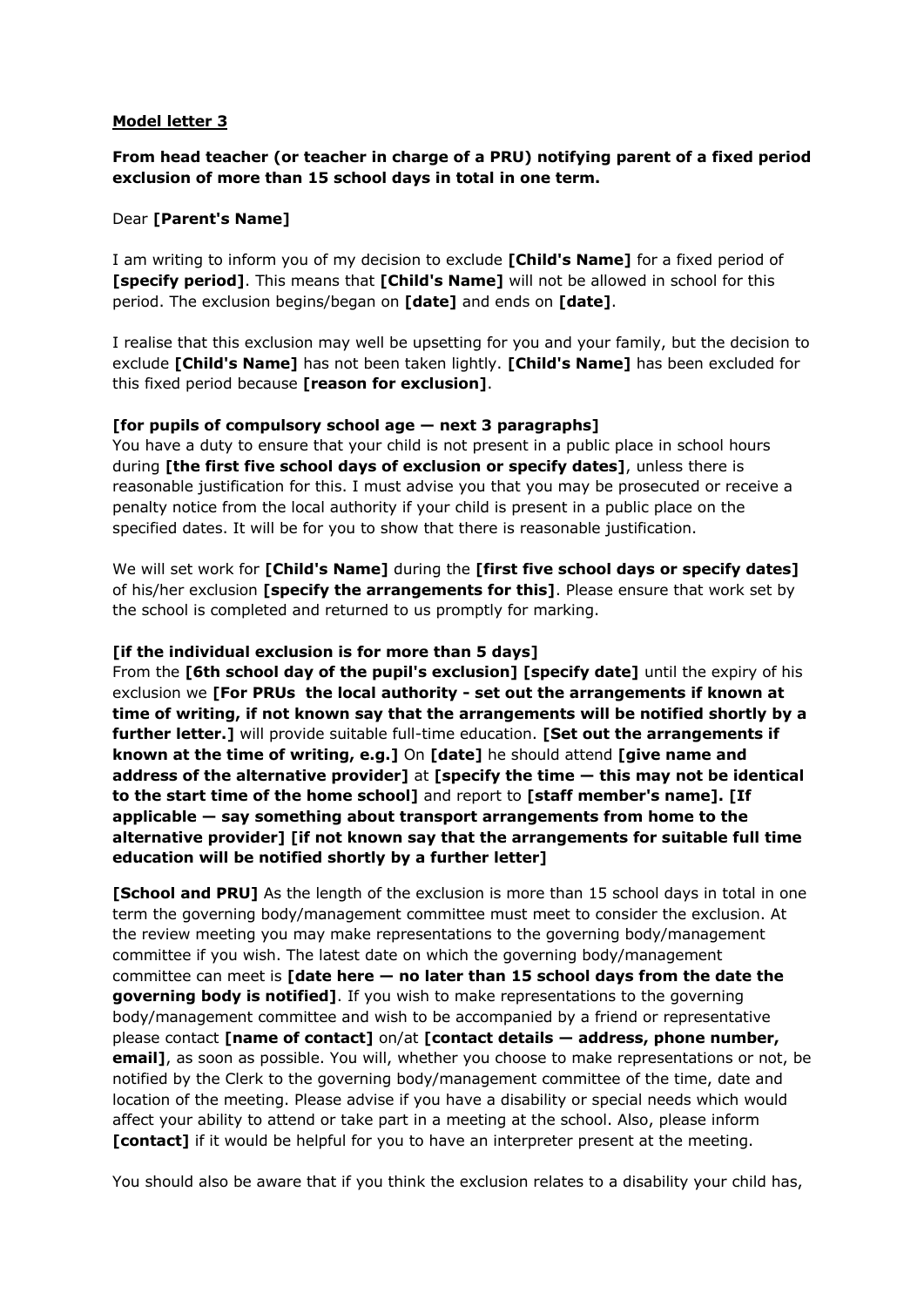**Model letter 3**

**From head teacher (or teacher in charge of a PRU) notifying parent of a fixed period exclusion of more than 15 school days in total in one term.**

Dear **[Parent's Name]**

I am writing to inform you of my decision to exclude **[Child's Name]** for a fixed period of **[specify period]**. This means that **[Child's Name]** will not be allowed in school for this period. The exclusion begins/began on **[date]** and ends on **[date]**.

I realise that this exclusion may well be upsetting for you and your family, but the decision to exclude **[Child's Name]** has not been taken lightly. **[Child's Name]** has been excluded for this fixed period because **[reason for exclusion]**.

**[for pupils of compulsory school age — next 3 paragraphs]**
You have a duty to ensure that your child is not present in a public place in school hours during **[the first five school days of exclusion or specify dates]**, unless there is reasonable justification for this. I must advise you that you may be prosecuted or receive a penalty notice from the local authority if your child is present in a public place on the specified dates. It will be for you to show that there is reasonable justification.

We will set work for **[Child's Name]** during the **[first five school days or specify dates]** of his/her exclusion **[specify the arrangements for this]**. Please ensure that work set by the school is completed and returned to us promptly for marking.

**[if the individual exclusion is for more than 5 days]**
From the **[6th school day of the pupil's exclusion] [specify date]** until the expiry of his exclusion we **[For PRUs the local authority - set out the arrangements if known at time of writing, if not known say that the arrangements will be notified shortly by a further letter.]** will provide suitable full-time education. **[Set out the arrangements if known at the time of writing, e.g.]** On **[date]** he should attend **[give name and address of the alternative provider]** at **[specify the time — this may not be identical to the start time of the home school]** and report to **[staff member's name]. [If applicable — say something about transport arrangements from home to the alternative provider] [if not known say that the arrangements for suitable full time education will be notified shortly by a further letter]**

**[School and PRU]** As the length of the exclusion is more than 15 school days in total in one term the governing body/management committee must meet to consider the exclusion. At the review meeting you may make representations to the governing body/management committee if you wish. The latest date on which the governing body/management committee can meet is **[date here — no later than 15 school days from the date the governing body is notified]**. If you wish to make representations to the governing body/management committee and wish to be accompanied by a friend or representative please contact **[name of contact]** on/at **[contact details — address, phone number, email]**, as soon as possible. You will, whether you choose to make representations or not, be notified by the Clerk to the governing body/management committee of the time, date and location of the meeting. Please advise if you have a disability or special needs which would affect your ability to attend or take part in a meeting at the school. Also, please inform **[contact]** if it would be helpful for you to have an interpreter present at the meeting.

You should also be aware that if you think the exclusion relates to a disability your child has,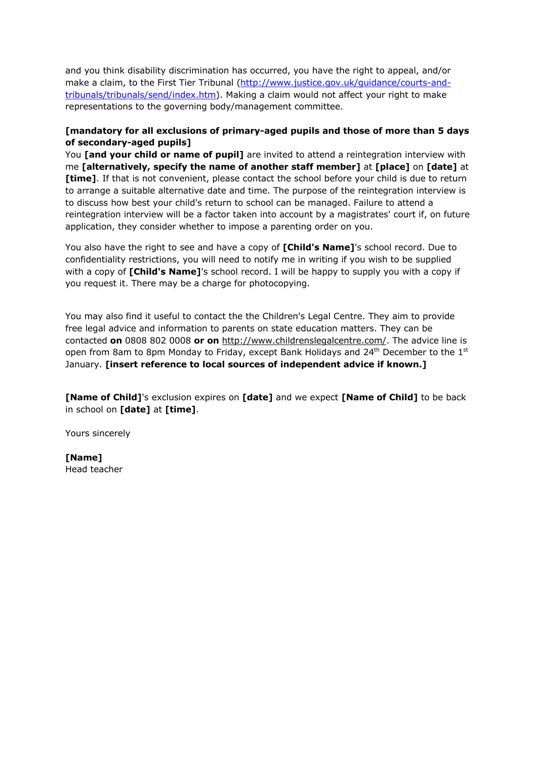and you think disability discrimination has occurred, you have the right to appeal, and/or make a claim, to the First Tier Tribunal (http://www.justice.gov.uk/guidance/courts-and-tribunals/tribunals/send/index.htm). Making a claim would not affect your right to make representations to the governing body/management committee.

**[mandatory for all exclusions of primary-aged pupils and those of more than 5 days of secondary-aged pupils]**
You **[and your child or name of pupil]** are invited to attend a reintegration interview with me **[alternatively, specify the name of another staff member]** at **[place]** on **[date]** at **[time]**. If that is not convenient, please contact the school before your child is due to return to arrange a suitable alternative date and time. The purpose of the reintegration interview is to discuss how best your child's return to school can be managed. Failure to attend a reintegration interview will be a factor taken into account by a magistrates' court if, on future application, they consider whether to impose a parenting order on you.

You also have the right to see and have a copy of **[Child's Name]**'s school record. Due to confidentiality restrictions, you will need to notify me in writing if you wish to be supplied with a copy of **[Child's Name]**'s school record. I will be happy to supply you with a copy if you request it. There may be a charge for photocopying.

You may also find it useful to contact the the Children's Legal Centre. They aim to provide free legal advice and information to parents on state education matters. They can be contacted **on** 0808 802 0008 **or on** http://www.childrenslegalcentre.com/. The advice line is open from 8am to 8pm Monday to Friday, except Bank Holidays and 24th December to the 1st January. **[insert reference to local sources of independent advice if known.]**

**[Name of Child]**'s exclusion expires on **[date]** and we expect **[Name of Child]** to be back in school on **[date]** at **[time]**.

Yours sincerely

**[Name]**
Head teacher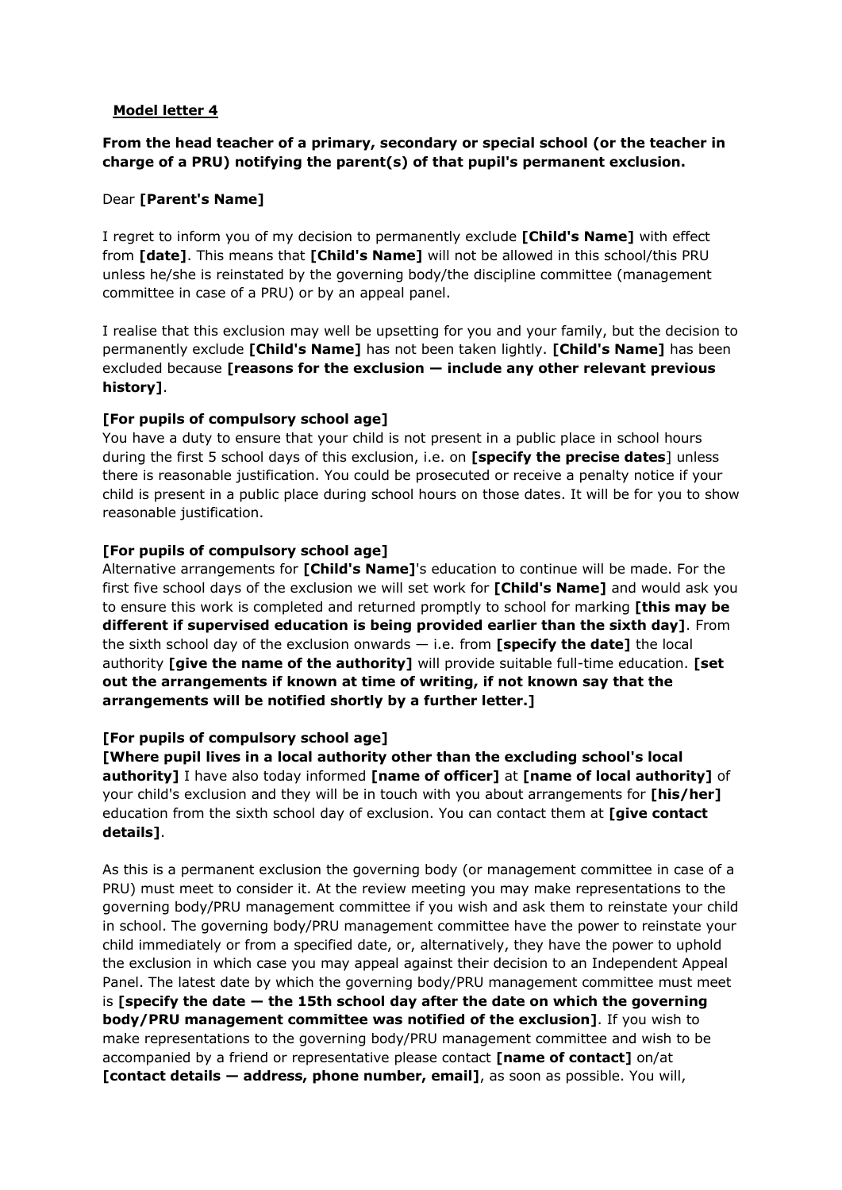**Model letter 4**

**From the head teacher of a primary, secondary or special school (or the teacher in charge of a PRU) notifying the parent(s) of that pupil's permanent exclusion.**

Dear **[Parent's Name]**

I regret to inform you of my decision to permanently exclude **[Child's Name]** with effect from **[date]**. This means that **[Child's Name]** will not be allowed in this school/this PRU unless he/she is reinstated by the governing body/the discipline committee (management committee in case of a PRU) or by an appeal panel.

I realise that this exclusion may well be upsetting for you and your family, but the decision to permanently exclude **[Child's Name]** has not been taken lightly. **[Child's Name]** has been excluded because **[reasons for the exclusion — include any other relevant previous history]**.

**[For pupils of compulsory school age]**
You have a duty to ensure that your child is not present in a public place in school hours during the first 5 school days of this exclusion, i.e. on **[specify the precise dates]** unless there is reasonable justification. You could be prosecuted or receive a penalty notice if your child is present in a public place during school hours on those dates. It will be for you to show reasonable justification.

**[For pupils of compulsory school age]**
Alternative arrangements for **[Child's Name]**'s education to continue will be made. For the first five school days of the exclusion we will set work for **[Child's Name]** and would ask you to ensure this work is completed and returned promptly to school for marking **[this may be different if supervised education is being provided earlier than the sixth day]**. From the sixth school day of the exclusion onwards — i.e. from **[specify the date]** the local authority **[give the name of the authority]** will provide suitable full-time education. **[set out the arrangements if known at time of writing, if not known say that the arrangements will be notified shortly by a further letter.]**

**[For pupils of compulsory school age]**
**[Where pupil lives in a local authority other than the excluding school's local authority]** I have also today informed **[name of officer]** at **[name of local authority]** of your child's exclusion and they will be in touch with you about arrangements for **[his/her]** education from the sixth school day of exclusion. You can contact them at **[give contact details]**.

As this is a permanent exclusion the governing body (or management committee in case of a PRU) must meet to consider it. At the review meeting you may make representations to the governing body/PRU management committee if you wish and ask them to reinstate your child in school. The governing body/PRU management committee have the power to reinstate your child immediately or from a specified date, or, alternatively, they have the power to uphold the exclusion in which case you may appeal against their decision to an Independent Appeal Panel. The latest date by which the governing body/PRU management committee must meet is **[specify the date — the 15th school day after the date on which the governing body/PRU management committee was notified of the exclusion]**. If you wish to make representations to the governing body/PRU management committee and wish to be accompanied by a friend or representative please contact **[name of contact]** on/at **[contact details — address, phone number, email]**, as soon as possible. You will,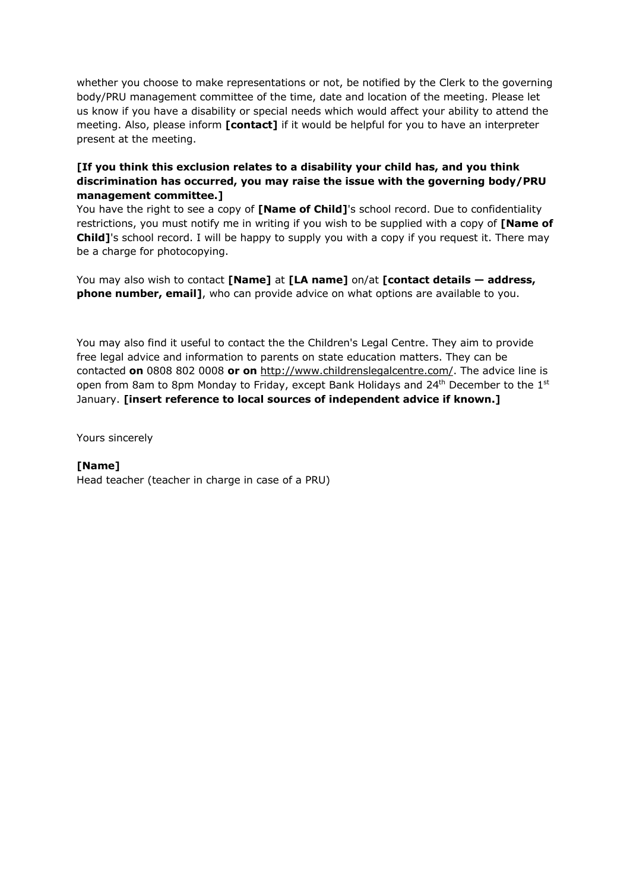whether you choose to make representations or not, be notified by the Clerk to the governing body/PRU management committee of the time, date and location of the meeting. Please let us know if you have a disability or special needs which would affect your ability to attend the meeting. Also, please inform **[contact]** if it would be helpful for you to have an interpreter present at the meeting.

**[If you think this exclusion relates to a disability your child has, and you think discrimination has occurred, you may raise the issue with the governing body/PRU management committee.]**

You have the right to see a copy of **[Name of Child]**'s school record. Due to confidentiality restrictions, you must notify me in writing if you wish to be supplied with a copy of **[Name of Child]**'s school record. I will be happy to supply you with a copy if you request it. There may be a charge for photocopying.

You may also wish to contact **[Name]** at **[LA name]** on/at **[contact details — address, phone number, email]**, who can provide advice on what options are available to you.

You may also find it useful to contact the the Children's Legal Centre. They aim to provide free legal advice and information to parents on state education matters. They can be contacted **on** 0808 802 0008 **or on** http://www.childrenslegalcentre.com/. The advice line is open from 8am to 8pm Monday to Friday, except Bank Holidays and 24th December to the 1st January. **[insert reference to local sources of independent advice if known.]**

Yours sincerely

**[Name]**
Head teacher (teacher in charge in case of a PRU)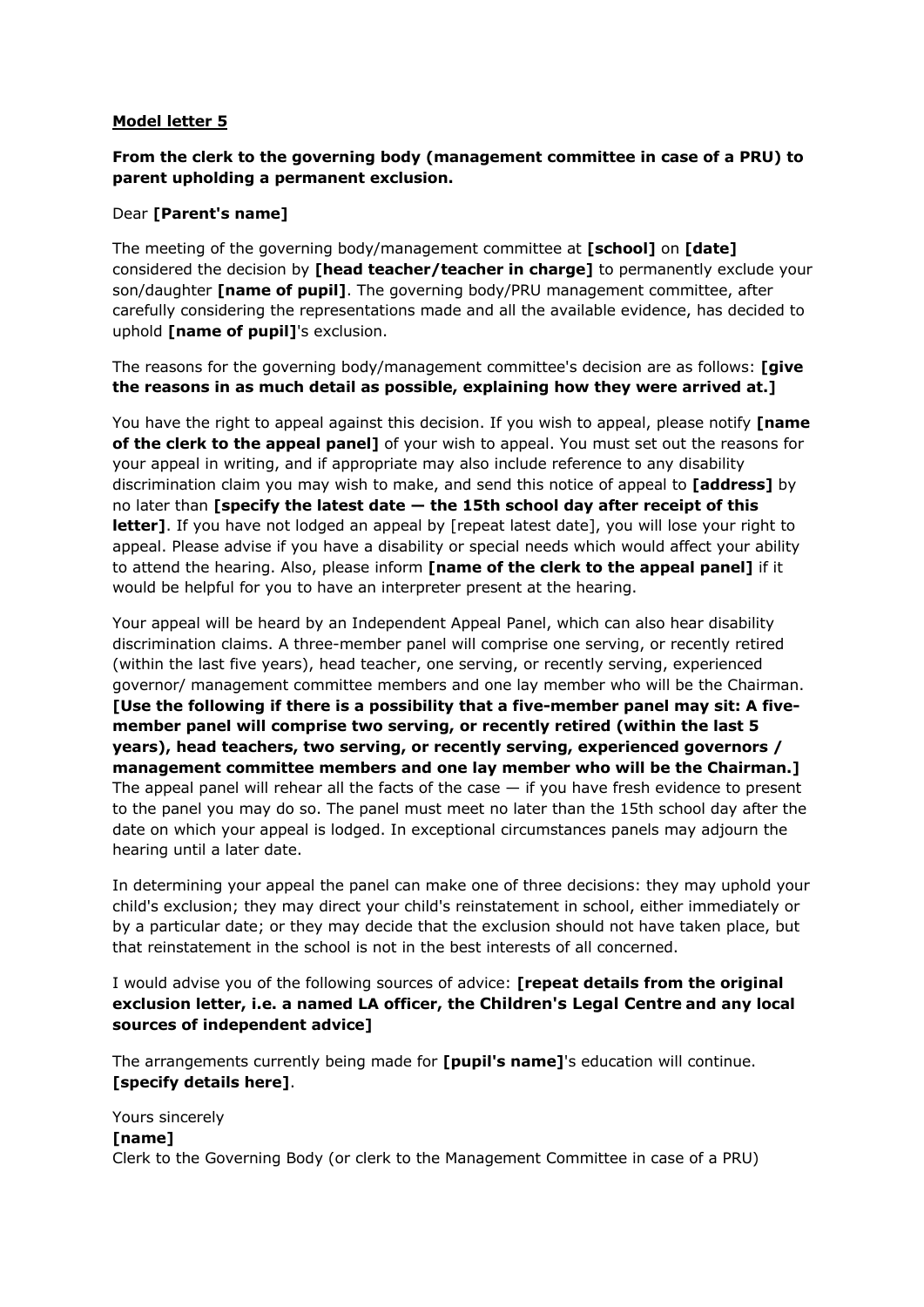**Model letter 5**

**From the clerk to the governing body (management committee in case of a PRU) to parent upholding a permanent exclusion.**

Dear **[Parent's name]**

The meeting of the governing body/management committee at **[school]** on **[date]** considered the decision by **[head teacher/teacher in charge]** to permanently exclude your son/daughter **[name of pupil]**. The governing body/PRU management committee, after carefully considering the representations made and all the available evidence, has decided to uphold **[name of pupil]**'s exclusion.

The reasons for the governing body/management committee's decision are as follows: **[give the reasons in as much detail as possible, explaining how they were arrived at.]**

You have the right to appeal against this decision. If you wish to appeal, please notify **[name of the clerk to the appeal panel]** of your wish to appeal. You must set out the reasons for your appeal in writing, and if appropriate may also include reference to any disability discrimination claim you may wish to make, and send this notice of appeal to **[address]** by no later than **[specify the latest date — the 15th school day after receipt of this letter]**. If you have not lodged an appeal by [repeat latest date], you will lose your right to appeal. Please advise if you have a disability or special needs which would affect your ability to attend the hearing. Also, please inform **[name of the clerk to the appeal panel]** if it would be helpful for you to have an interpreter present at the hearing.

Your appeal will be heard by an Independent Appeal Panel, which can also hear disability discrimination claims. A three-member panel will comprise one serving, or recently retired (within the last five years), head teacher, one serving, or recently serving, experienced governor/ management committee members and one lay member who will be the Chairman. **[Use the following if there is a possibility that a five-member panel may sit: A five-member panel will comprise two serving, or recently retired (within the last 5 years), head teachers, two serving, or recently serving, experienced governors / management committee members and one lay member who will be the Chairman.]** The appeal panel will rehear all the facts of the case — if you have fresh evidence to present to the panel you may do so. The panel must meet no later than the 15th school day after the date on which your appeal is lodged. In exceptional circumstances panels may adjourn the hearing until a later date.

In determining your appeal the panel can make one of three decisions: they may uphold your child's exclusion; they may direct your child's reinstatement in school, either immediately or by a particular date; or they may decide that the exclusion should not have taken place, but that reinstatement in the school is not in the best interests of all concerned.

I would advise you of the following sources of advice: **[repeat details from the original exclusion letter, i.e. a named LA officer, the Children's Legal Centre and any local sources of independent advice]**

The arrangements currently being made for **[pupil's name]**'s education will continue. **[specify details here]**.

Yours sincerely
**[name]**
Clerk to the Governing Body (or clerk to the Management Committee in case of a PRU)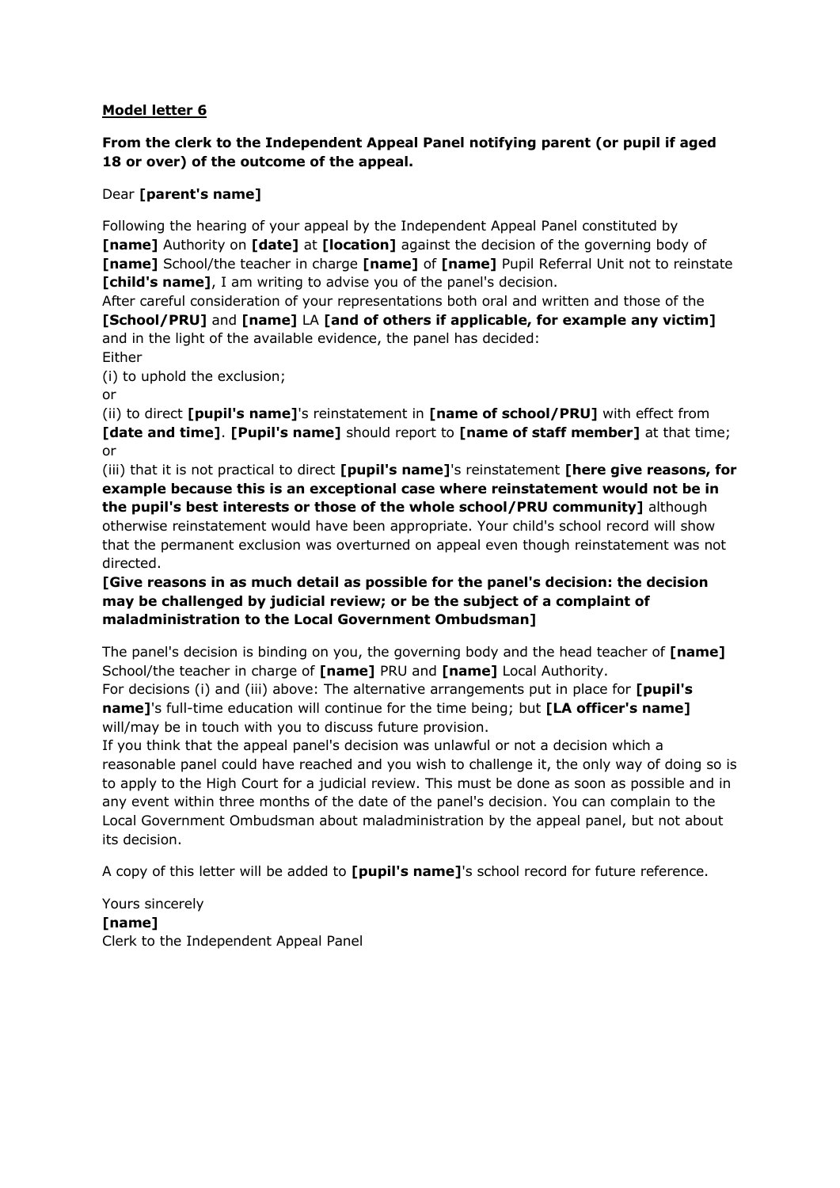**Model letter 6**

**From the clerk to the Independent Appeal Panel notifying parent (or pupil if aged 18 or over) of the outcome of the appeal.**

Dear **[parent's name]**

Following the hearing of your appeal by the Independent Appeal Panel constituted by **[name]** Authority on **[date]** at **[location]** against the decision of the governing body of **[name]** School/the teacher in charge **[name]** of **[name]** Pupil Referral Unit not to reinstate **[child's name]**, I am writing to advise you of the panel's decision.

After careful consideration of your representations both oral and written and those of the **[School/PRU]** and **[name]** LA **[and of others if applicable, for example any victim]** and in the light of the available evidence, the panel has decided:

Either

(i) to uphold the exclusion;

or

(ii) to direct **[pupil's name]**'s reinstatement in **[name of school/PRU]** with effect from **[date and time]**. **[Pupil's name]** should report to **[name of staff member]** at that time;

or

(iii) that it is not practical to direct **[pupil's name]**'s reinstatement **[here give reasons, for example because this is an exceptional case where reinstatement would not be in the pupil's best interests or those of the whole school/PRU community]** although otherwise reinstatement would have been appropriate. Your child's school record will show that the permanent exclusion was overturned on appeal even though reinstatement was not directed.

**[Give reasons in as much detail as possible for the panel's decision: the decision may be challenged by judicial review; or be the subject of a complaint of maladministration to the Local Government Ombudsman]**

The panel's decision is binding on you, the governing body and the head teacher of **[name]** School/the teacher in charge of **[name]** PRU and **[name]** Local Authority.

For decisions (i) and (iii) above: The alternative arrangements put in place for **[pupil's name]**'s full-time education will continue for the time being; but **[LA officer's name]** will/may be in touch with you to discuss future provision.

If you think that the appeal panel's decision was unlawful or not a decision which a reasonable panel could have reached and you wish to challenge it, the only way of doing so is to apply to the High Court for a judicial review. This must be done as soon as possible and in any event within three months of the date of the panel's decision. You can complain to the Local Government Ombudsman about maladministration by the appeal panel, but not about its decision.

A copy of this letter will be added to **[pupil's name]**'s school record for future reference.

Yours sincerely

**[name]**

Clerk to the Independent Appeal Panel